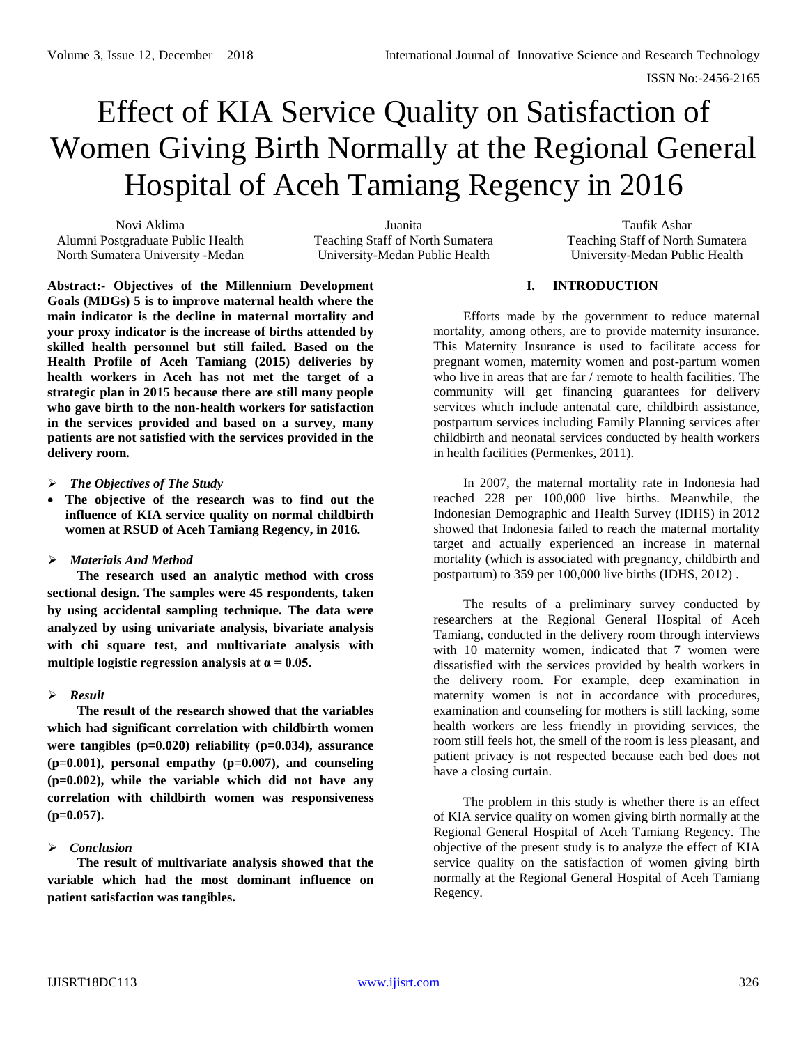# Effect of KIA Service Quality on Satisfaction of Women Giving Birth Normally at the Regional General Hospital of Aceh Tamiang Regency in 2016

Novi Aklima
Alumni Postgraduate Public Health
North Sumatera University -Medan

Juanita
Teaching Staff of North Sumatera
University-Medan Public Health

Taufik Ashar
Teaching Staff of North Sumatera
University-Medan Public Health

**Abstract:- Objectives of the Millennium Development Goals (MDGs) 5 is to improve maternal health where the main indicator is the decline in maternal mortality and your proxy indicator is the increase of births attended by skilled health personnel but still failed. Based on the Health Profile of Aceh Tamiang (2015) deliveries by health workers in Aceh has not met the target of a strategic plan in 2015 because there are still many people who gave birth to the non-health workers for satisfaction in the services provided and based on a survey, many patients are not satisfied with the services provided in the delivery room.**

➢ ***The Objectives of The Study***

- **The objective of the research was to find out the influence of KIA service quality on normal childbirth women at RSUD of Aceh Tamiang Regency, in 2016.**

➢ ***Materials And Method***

**The research used an analytic method with cross sectional design. The samples were 45 respondents, taken by using accidental sampling technique. The data were analyzed by using univariate analysis, bivariate analysis with chi square test, and multivariate analysis with multiple logistic regression analysis at $\alpha = 0.05$.**

➢ ***Result***

**The result of the research showed that the variables which had significant correlation with childbirth women were tangibles ($p=0.020$) reliability ($p=0.034$), assurance ($p=0.001$), personal empathy ($p=0.007$), and counseling ($p=0.002$), while the variable which did not have any correlation with childbirth women was responsiveness ($p=0.057$).**

➢ ***Conclusion***

**The result of multivariate analysis showed that the variable which had the most dominant influence on patient satisfaction was tangibles.**

## I. INTRODUCTION

Efforts made by the government to reduce maternal mortality, among others, are to provide maternity insurance. This Maternity Insurance is used to facilitate access for pregnant women, maternity women and post-partum women who live in areas that are far / remote to health facilities. The community will get financing guarantees for delivery services which include antenatal care, childbirth assistance, postpartum services including Family Planning services after childbirth and neonatal services conducted by health workers in health facilities (Permenkes, 2011).

In 2007, the maternal mortality rate in Indonesia had reached 228 per 100,000 live births. Meanwhile, the Indonesian Demographic and Health Survey (IDHS) in 2012 showed that Indonesia failed to reach the maternal mortality target and actually experienced an increase in maternal mortality (which is associated with pregnancy, childbirth and postpartum) to 359 per 100,000 live births (IDHS, 2012) .

The results of a preliminary survey conducted by researchers at the Regional General Hospital of Aceh Tamiang, conducted in the delivery room through interviews with 10 maternity women, indicated that 7 women were dissatisfied with the services provided by health workers in the delivery room. For example, deep examination in maternity women is not in accordance with procedures, examination and counseling for mothers is still lacking, some health workers are less friendly in providing services, the room still feels hot, the smell of the room is less pleasant, and patient privacy is not respected because each bed does not have a closing curtain.

The problem in this study is whether there is an effect of KIA service quality on women giving birth normally at the Regional General Hospital of Aceh Tamiang Regency. The objective of the present study is to analyze the effect of KIA service quality on the satisfaction of women giving birth normally at the Regional General Hospital of Aceh Tamiang Regency.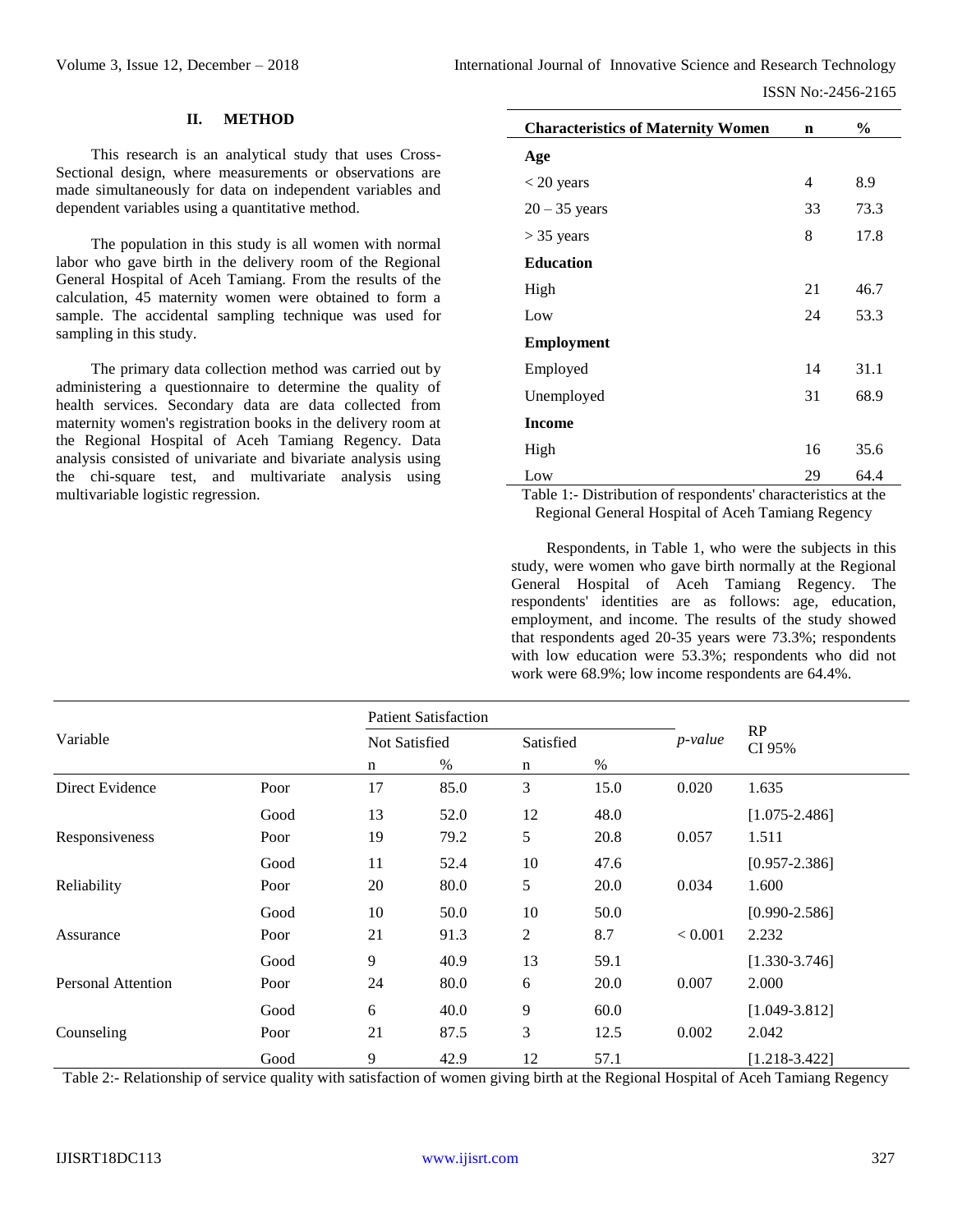## II. METHOD

This research is an analytical study that uses Cross-Sectional design, where measurements or observations are made simultaneously for data on independent variables and dependent variables using a quantitative method.

The population in this study is all women with normal labor who gave birth in the delivery room of the Regional General Hospital of Aceh Tamiang. From the results of the calculation, 45 maternity women were obtained to form a sample. The accidental sampling technique was used for sampling in this study.

The primary data collection method was carried out by administering a questionnaire to determine the quality of health services. Secondary data are data collected from maternity women's registration books in the delivery room at the Regional Hospital of Aceh Tamiang Regency. Data analysis consisted of univariate and bivariate analysis using the chi-square test, and multivariate analysis using multivariable logistic regression.

| Characteristics of Maternity Women | n | % |
|---|---|---|
| **Age** | | |
| < 20 years | 4 | 8.9 |
| 20 – 35 years | 33 | 73.3 |
| > 35 years | 8 | 17.8 |
| **Education** | | |
| High | 21 | 46.7 |
| Low | 24 | 53.3 |
| **Employment** | | |
| Employed | 14 | 31.1 |
| Unemployed | 31 | 68.9 |
| **Income** | | |
| High | 16 | 35.6 |
| Low | 29 | 64.4 |

Table 1:- Distribution of respondents' characteristics at the Regional General Hospital of Aceh Tamiang Regency

Respondents, in Table 1, who were the subjects in this study, were women who gave birth normally at the Regional General Hospital of Aceh Tamiang Regency. The respondents' identities are as follows: age, education, employment, and income. The results of the study showed that respondents aged 20-35 years were 73.3%; respondents with low education were 53.3%; respondents who did not work were 68.9%; low income respondents are 64.4%.

| Variable | | Patient Satisfaction | | | | *p-value* | RP CI 95% |
|---|---|---|---|---|---|---|---|
| | | Not Satisfied | | Satisfied | | | |
| | | n | % | n | % | | |
| Direct Evidence | Poor | 17 | 85.0 | 3 | 15.0 | 0.020 | 1.635 |
| | Good | 13 | 52.0 | 12 | 48.0 | | [1.075-2.486] |
| Responsiveness | Poor | 19 | 79.2 | 5 | 20.8 | 0.057 | 1.511 |
| | Good | 11 | 52.4 | 10 | 47.6 | | [0.957-2.386] |
| Reliability | Poor | 20 | 80.0 | 5 | 20.0 | 0.034 | 1.600 |
| | Good | 10 | 50.0 | 10 | 50.0 | | [0.990-2.586] |
| Assurance | Poor | 21 | 91.3 | 2 | 8.7 | < 0.001 | 2.232 |
| | Good | 9 | 40.9 | 13 | 59.1 | | [1.330-3.746] |
| Personal Attention | Poor | 24 | 80.0 | 6 | 20.0 | 0.007 | 2.000 |
| | Good | 6 | 40.0 | 9 | 60.0 | | [1.049-3.812] |
| Counseling | Poor | 21 | 87.5 | 3 | 12.5 | 0.002 | 2.042 |
| | Good | 9 | 42.9 | 12 | 57.1 | | [1.218-3.422] |

Table 2:- Relationship of service quality with satisfaction of women giving birth at the Regional Hospital of Aceh Tamiang Regency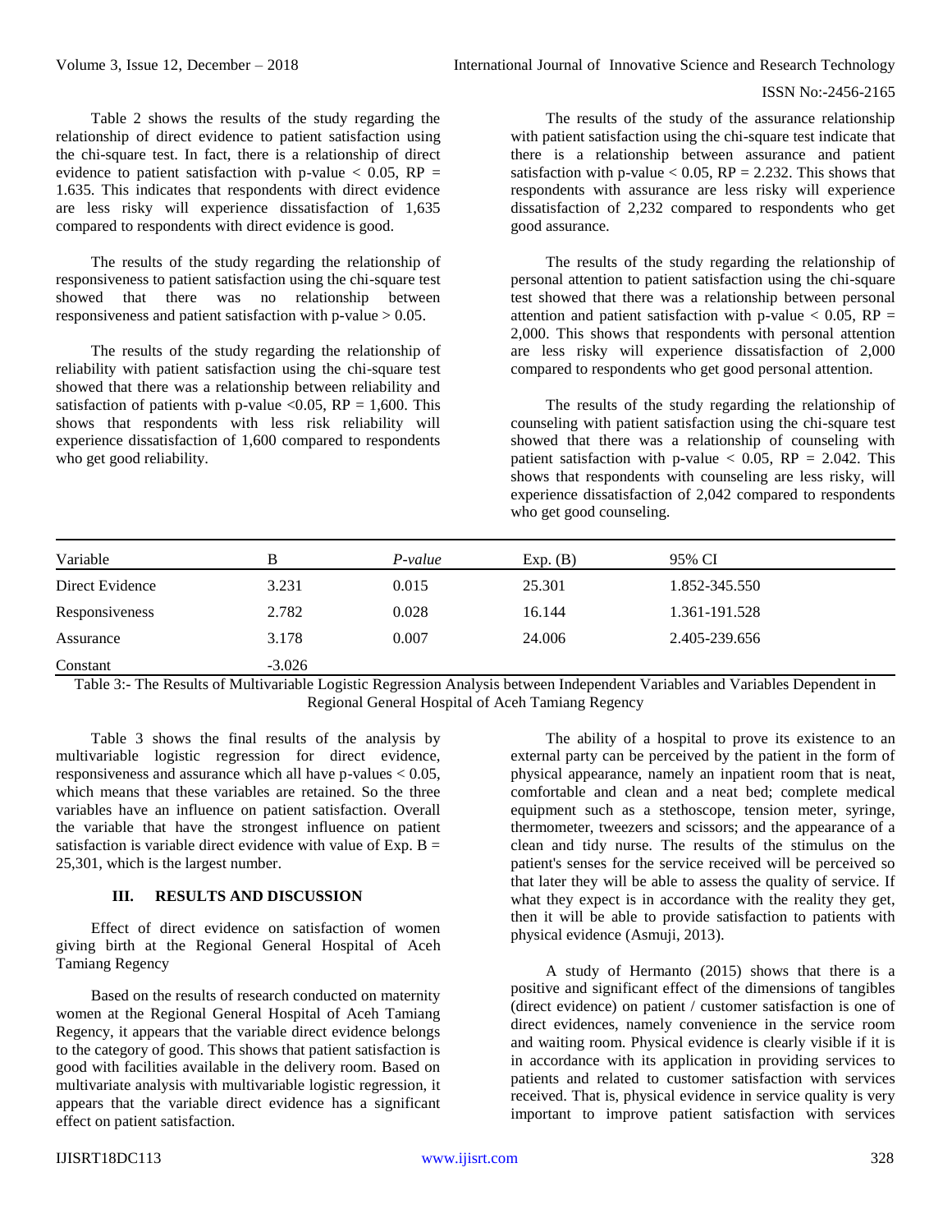Table 2 shows the results of the study regarding the relationship of direct evidence to patient satisfaction using the chi-square test. In fact, there is a relationship of direct evidence to patient satisfaction with p-value $< 0.05$, RP = 1.635. This indicates that respondents with direct evidence are less risky will experience dissatisfaction of 1,635 compared to respondents with direct evidence is good.

The results of the study regarding the relationship of responsiveness to patient satisfaction using the chi-square test showed that there was no relationship between responsiveness and patient satisfaction with p-value $> 0.05$.

The results of the study regarding the relationship of reliability with patient satisfaction using the chi-square test showed that there was a relationship between reliability and satisfaction of patients with p-value $<0.05$, RP = 1,600. This shows that respondents with less risk reliability will experience dissatisfaction of 1,600 compared to respondents who get good reliability.

The results of the study of the assurance relationship with patient satisfaction using the chi-square test indicate that there is a relationship between assurance and patient satisfaction with p-value $< 0.05$, RP = 2.232. This shows that respondents with assurance are less risky will experience dissatisfaction of 2,232 compared to respondents who get good assurance.

The results of the study regarding the relationship of personal attention to patient satisfaction using the chi-square test showed that there was a relationship between personal attention and patient satisfaction with p-value $< 0.05$, RP = 2,000. This shows that respondents with personal attention are less risky will experience dissatisfaction of 2,000 compared to respondents who get good personal attention.

The results of the study regarding the relationship of counseling with patient satisfaction using the chi-square test showed that there was a relationship of counseling with patient satisfaction with p-value $< 0.05$, RP = 2.042. This shows that respondents with counseling are less risky, will experience dissatisfaction of 2,042 compared to respondents who get good counseling.

| Variable | B | *P-value* | Exp. (B) | 95% CI |
|---|---|---|---|---|
| Direct Evidence | 3.231 | 0.015 | 25.301 | 1.852-345.550 |
| Responsiveness | 2.782 | 0.028 | 16.144 | 1.361-191.528 |
| Assurance | 3.178 | 0.007 | 24.006 | 2.405-239.656 |
| Constant | -3.026 | | | |

Table 3:- The Results of Multivariable Logistic Regression Analysis between Independent Variables and Variables Dependent in Regional General Hospital of Aceh Tamiang Regency

Table 3 shows the final results of the analysis by multivariable logistic regression for direct evidence, responsiveness and assurance which all have p-values $< 0.05$, which means that these variables are retained. So the three variables have an influence on patient satisfaction. Overall the variable that have the strongest influence on patient satisfaction is variable direct evidence with value of Exp. B = 25,301, which is the largest number.

## III. RESULTS AND DISCUSSION

Effect of direct evidence on satisfaction of women giving birth at the Regional General Hospital of Aceh Tamiang Regency

Based on the results of research conducted on maternity women at the Regional General Hospital of Aceh Tamiang Regency, it appears that the variable direct evidence belongs to the category of good. This shows that patient satisfaction is good with facilities available in the delivery room. Based on multivariate analysis with multivariable logistic regression, it appears that the variable direct evidence has a significant effect on patient satisfaction.

The ability of a hospital to prove its existence to an external party can be perceived by the patient in the form of physical appearance, namely an inpatient room that is neat, comfortable and clean and a neat bed; complete medical equipment such as a stethoscope, tension meter, syringe, thermometer, tweezers and scissors; and the appearance of a clean and tidy nurse. The results of the stimulus on the patient's senses for the service received will be perceived so that later they will be able to assess the quality of service. If what they expect is in accordance with the reality they get, then it will be able to provide satisfaction to patients with physical evidence (Asmuji, 2013).

A study of Hermanto (2015) shows that there is a positive and significant effect of the dimensions of tangibles (direct evidence) on patient / customer satisfaction is one of direct evidences, namely convenience in the service room and waiting room. Physical evidence is clearly visible if it is in accordance with its application in providing services to patients and related to customer satisfaction with services received. That is, physical evidence in service quality is very important to improve patient satisfaction with services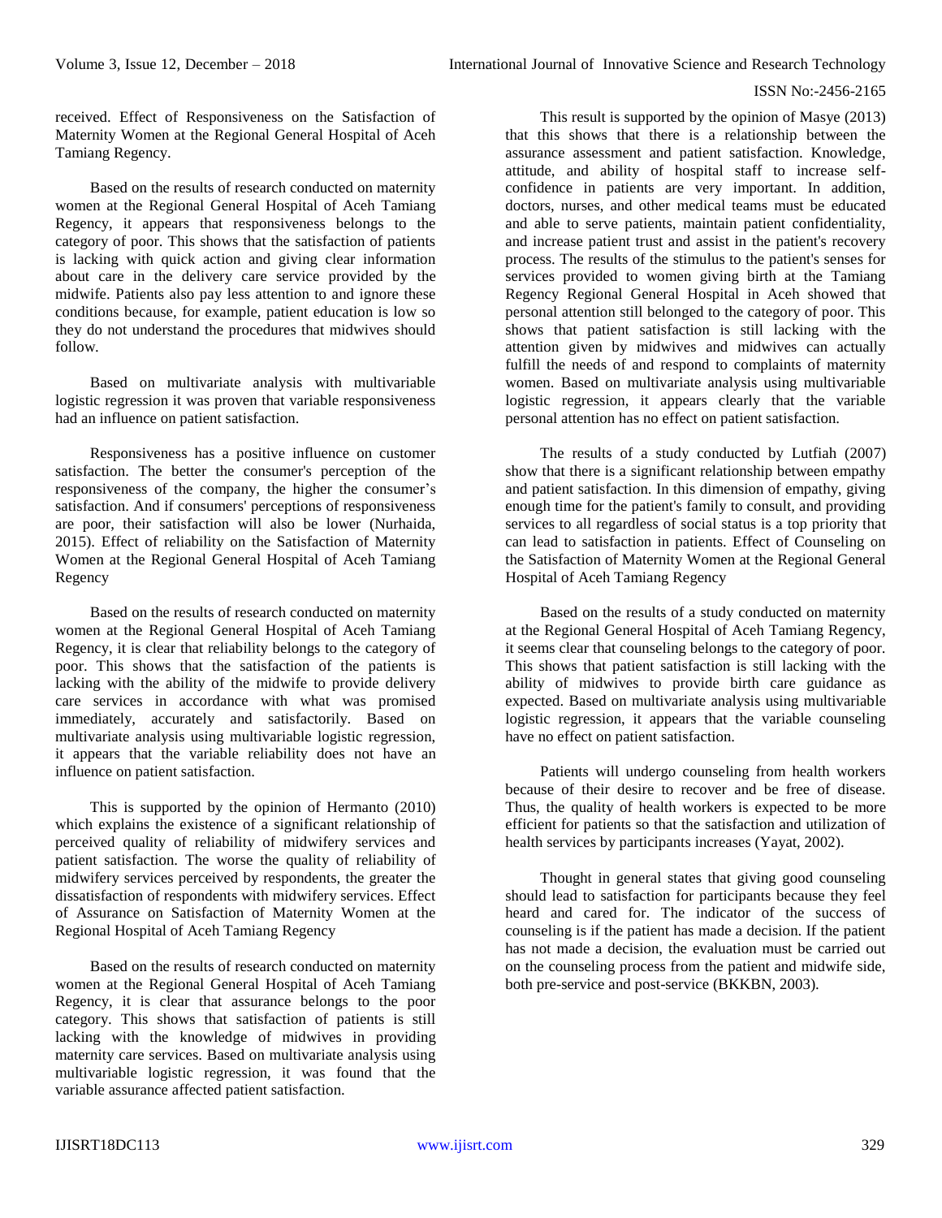received. Effect of Responsiveness on the Satisfaction of Maternity Women at the Regional General Hospital of Aceh Tamiang Regency.

Based on the results of research conducted on maternity women at the Regional General Hospital of Aceh Tamiang Regency, it appears that responsiveness belongs to the category of poor. This shows that the satisfaction of patients is lacking with quick action and giving clear information about care in the delivery care service provided by the midwife. Patients also pay less attention to and ignore these conditions because, for example, patient education is low so they do not understand the procedures that midwives should follow.

Based on multivariate analysis with multivariable logistic regression it was proven that variable responsiveness had an influence on patient satisfaction.

Responsiveness has a positive influence on customer satisfaction. The better the consumer's perception of the responsiveness of the company, the higher the consumer's satisfaction. And if consumers' perceptions of responsiveness are poor, their satisfaction will also be lower (Nurhaida, 2015). Effect of reliability on the Satisfaction of Maternity Women at the Regional General Hospital of Aceh Tamiang Regency

Based on the results of research conducted on maternity women at the Regional General Hospital of Aceh Tamiang Regency, it is clear that reliability belongs to the category of poor. This shows that the satisfaction of the patients is lacking with the ability of the midwife to provide delivery care services in accordance with what was promised immediately, accurately and satisfactorily. Based on multivariate analysis using multivariable logistic regression, it appears that the variable reliability does not have an influence on patient satisfaction.

This is supported by the opinion of Hermanto (2010) which explains the existence of a significant relationship of perceived quality of reliability of midwifery services and patient satisfaction. The worse the quality of reliability of midwifery services perceived by respondents, the greater the dissatisfaction of respondents with midwifery services. Effect of Assurance on Satisfaction of Maternity Women at the Regional Hospital of Aceh Tamiang Regency

Based on the results of research conducted on maternity women at the Regional General Hospital of Aceh Tamiang Regency, it is clear that assurance belongs to the poor category. This shows that satisfaction of patients is still lacking with the knowledge of midwives in providing maternity care services. Based on multivariate analysis using multivariable logistic regression, it was found that the variable assurance affected patient satisfaction.

This result is supported by the opinion of Masye (2013) that this shows that there is a relationship between the assurance assessment and patient satisfaction. Knowledge, attitude, and ability of hospital staff to increase self-confidence in patients are very important. In addition, doctors, nurses, and other medical teams must be educated and able to serve patients, maintain patient confidentiality, and increase patient trust and assist in the patient's recovery process. The results of the stimulus to the patient's senses for services provided to women giving birth at the Tamiang Regency Regional General Hospital in Aceh showed that personal attention still belonged to the category of poor. This shows that patient satisfaction is still lacking with the attention given by midwives and midwives can actually fulfill the needs of and respond to complaints of maternity women. Based on multivariate analysis using multivariable logistic regression, it appears clearly that the variable personal attention has no effect on patient satisfaction.

The results of a study conducted by Lutfiah (2007) show that there is a significant relationship between empathy and patient satisfaction. In this dimension of empathy, giving enough time for the patient's family to consult, and providing services to all regardless of social status is a top priority that can lead to satisfaction in patients. Effect of Counseling on the Satisfaction of Maternity Women at the Regional General Hospital of Aceh Tamiang Regency

Based on the results of a study conducted on maternity at the Regional General Hospital of Aceh Tamiang Regency, it seems clear that counseling belongs to the category of poor. This shows that patient satisfaction is still lacking with the ability of midwives to provide birth care guidance as expected. Based on multivariate analysis using multivariable logistic regression, it appears that the variable counseling have no effect on patient satisfaction.

Patients will undergo counseling from health workers because of their desire to recover and be free of disease. Thus, the quality of health workers is expected to be more efficient for patients so that the satisfaction and utilization of health services by participants increases (Yayat, 2002).

Thought in general states that giving good counseling should lead to satisfaction for participants because they feel heard and cared for. The indicator of the success of counseling is if the patient has made a decision. If the patient has not made a decision, the evaluation must be carried out on the counseling process from the patient and midwife side, both pre-service and post-service (BKKBN, 2003).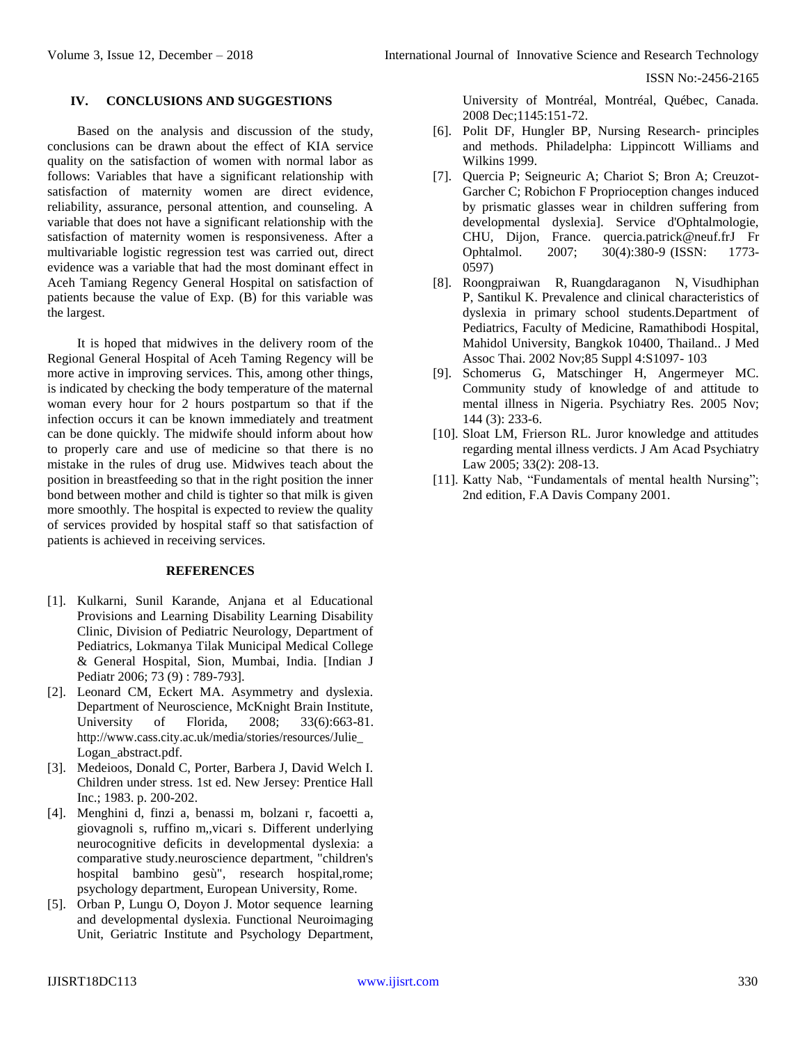## IV. CONCLUSIONS AND SUGGESTIONS

Based on the analysis and discussion of the study, conclusions can be drawn about the effect of KIA service quality on the satisfaction of women with normal labor as follows: Variables that have a significant relationship with satisfaction of maternity women are direct evidence, reliability, assurance, personal attention, and counseling. A variable that does not have a significant relationship with the satisfaction of maternity women is responsiveness. After a multivariable logistic regression test was carried out, direct evidence was a variable that had the most dominant effect in Aceh Tamiang Regency General Hospital on satisfaction of patients because the value of Exp. (B) for this variable was the largest.

It is hoped that midwives in the delivery room of the Regional General Hospital of Aceh Taming Regency will be more active in improving services. This, among other things, is indicated by checking the body temperature of the maternal woman every hour for 2 hours postpartum so that if the infection occurs it can be known immediately and treatment can be done quickly. The midwife should inform about how to properly care and use of medicine so that there is no mistake in the rules of drug use. Midwives teach about the position in breastfeeding so that in the right position the inner bond between mother and child is tighter so that milk is given more smoothly. The hospital is expected to review the quality of services provided by hospital staff so that satisfaction of patients is achieved in receiving services.

## REFERENCES

- [1]. Kulkarni, Sunil Karande, Anjana et al Educational Provisions and Learning Disability Learning Disability Clinic, Division of Pediatric Neurology, Department of Pediatrics, Lokmanya Tilak Municipal Medical College & General Hospital, Sion, Mumbai, India. [Indian J Pediatr 2006; 73 (9) : 789-793].
- [2]. Leonard CM, Eckert MA. Asymmetry and dyslexia. Department of Neuroscience, McKnight Brain Institute, University of Florida, 2008; 33(6):663-81. http://www.cass.city.ac.uk/media/stories/resources/Julie_Logan_abstract.pdf.
- [3]. Medeioos, Donald C, Porter, Barbera J, David Welch I. Children under stress. 1st ed. New Jersey: Prentice Hall Inc.; 1983. p. 200-202.
- [4]. Menghini d, finzi a, benassi m, bolzani r, facoetti a, giovagnoli s, ruffino m,,vicari s. Different underlying neurocognitive deficits in developmental dyslexia: a comparative study.neuroscience department, "children's hospital bambino gesù", research hospital,rome; psychology department, European University, Rome.
- [5]. Orban P, Lungu O, Doyon J. Motor sequence learning and developmental dyslexia. Functional Neuroimaging Unit, Geriatric Institute and Psychology Department, University of Montréal, Montréal, Québec, Canada. 2008 Dec;1145:151-72.
- [6]. Polit DF, Hungler BP, Nursing Research- principles and methods. Philadelpha: Lippincott Williams and Wilkins 1999.
- [7]. Quercia P; Seigneuric A; Chariot S; Bron A; Creuzot-Garcher C; Robichon F Proprioception changes induced by prismatic glasses wear in children suffering from developmental dyslexia]. Service d'Ophtalmologie, CHU, Dijon, France. quercia.patrick@neuf.frJ Fr Ophtalmol. 2007; 30(4):380-9 (ISSN: 1773-0597)
- [8]. Roongpraiwan R, Ruangdaraganon N, Visudhiphan P, Santikul K. Prevalence and clinical characteristics of dyslexia in primary school students.Department of Pediatrics, Faculty of Medicine, Ramathibodi Hospital, Mahidol University, Bangkok 10400, Thailand.. J Med Assoc Thai. 2002 Nov;85 Suppl 4:S1097- 103
- [9]. Schomerus G, Matschinger H, Angermeyer MC. Community study of knowledge of and attitude to mental illness in Nigeria. Psychiatry Res. 2005 Nov; 144 (3): 233-6.
- [10]. Sloat LM, Frierson RL. Juror knowledge and attitudes regarding mental illness verdicts. J Am Acad Psychiatry Law 2005; 33(2): 208-13.
- [11]. Katty Nab, "Fundamentals of mental health Nursing"; 2nd edition, F.A Davis Company 2001.